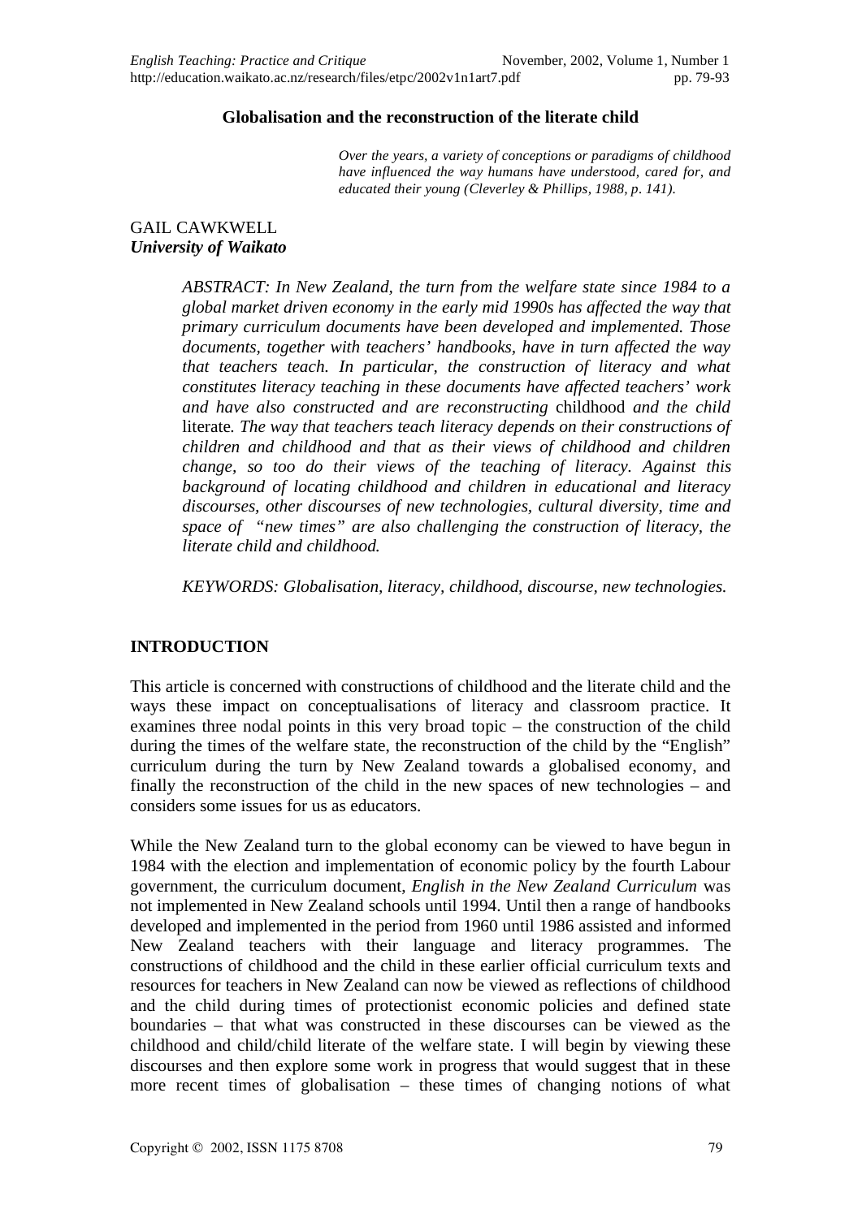# Globalisation and the reconstruction of the literate child

> *Over the years, a variety of conceptions or paradigms of childhood have influenced the way humans have understood, cared for, and educated their young (Cleverley & Phillips, 1988, p. 141).*

GAIL CAWKWELL
***University of Waikato***

*ABSTRACT: In New Zealand, the turn from the welfare state since 1984 to a global market driven economy in the early mid 1990s has affected the way that primary curriculum documents have been developed and implemented. Those documents, together with teachers' handbooks, have in turn affected the way that teachers teach. In particular, the construction of literacy and what constitutes literacy teaching in these documents have affected teachers' work and have also constructed and are reconstructing* childhood *and the child* literate*. The way that teachers teach literacy depends on their constructions of children and childhood and that as their views of childhood and children change, so too do their views of the teaching of literacy. Against this background of locating childhood and children in educational and literacy discourses, other discourses of new technologies, cultural diversity, time and space of "new times" are also challenging the construction of literacy, the literate child and childhood.*

*KEYWORDS: Globalisation, literacy, childhood, discourse, new technologies.*

## INTRODUCTION

This article is concerned with constructions of childhood and the literate child and the ways these impact on conceptualisations of literacy and classroom practice. It examines three nodal points in this very broad topic – the construction of the child during the times of the welfare state, the reconstruction of the child by the "English" curriculum during the turn by New Zealand towards a globalised economy, and finally the reconstruction of the child in the new spaces of new technologies – and considers some issues for us as educators.

While the New Zealand turn to the global economy can be viewed to have begun in 1984 with the election and implementation of economic policy by the fourth Labour government, the curriculum document, *English in the New Zealand Curriculum* was not implemented in New Zealand schools until 1994. Until then a range of handbooks developed and implemented in the period from 1960 until 1986 assisted and informed New Zealand teachers with their language and literacy programmes. The constructions of childhood and the child in these earlier official curriculum texts and resources for teachers in New Zealand can now be viewed as reflections of childhood and the child during times of protectionist economic policies and defined state boundaries – that what was constructed in these discourses can be viewed as the childhood and child/child literate of the welfare state. I will begin by viewing these discourses and then explore some work in progress that would suggest that in these more recent times of globalisation – these times of changing notions of what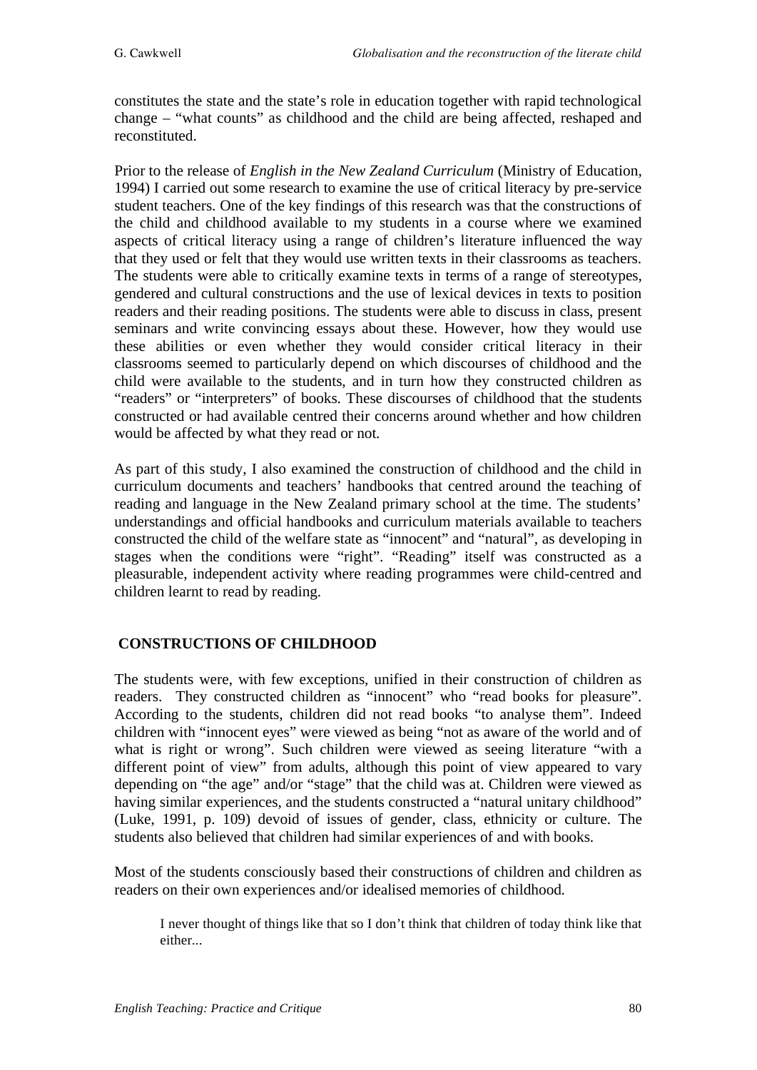constitutes the state and the state's role in education together with rapid technological change – "what counts" as childhood and the child are being affected, reshaped and reconstituted.

Prior to the release of *English in the New Zealand Curriculum* (Ministry of Education, 1994) I carried out some research to examine the use of critical literacy by pre-service student teachers. One of the key findings of this research was that the constructions of the child and childhood available to my students in a course where we examined aspects of critical literacy using a range of children's literature influenced the way that they used or felt that they would use written texts in their classrooms as teachers. The students were able to critically examine texts in terms of a range of stereotypes, gendered and cultural constructions and the use of lexical devices in texts to position readers and their reading positions. The students were able to discuss in class, present seminars and write convincing essays about these. However, how they would use these abilities or even whether they would consider critical literacy in their classrooms seemed to particularly depend on which discourses of childhood and the child were available to the students, and in turn how they constructed children as "readers" or "interpreters" of books. These discourses of childhood that the students constructed or had available centred their concerns around whether and how children would be affected by what they read or not.

As part of this study, I also examined the construction of childhood and the child in curriculum documents and teachers' handbooks that centred around the teaching of reading and language in the New Zealand primary school at the time. The students' understandings and official handbooks and curriculum materials available to teachers constructed the child of the welfare state as "innocent" and "natural", as developing in stages when the conditions were "right". "Reading" itself was constructed as a pleasurable, independent activity where reading programmes were child-centred and children learnt to read by reading.

## CONSTRUCTIONS OF CHILDHOOD

The students were, with few exceptions, unified in their construction of children as readers. They constructed children as "innocent" who "read books for pleasure". According to the students, children did not read books "to analyse them". Indeed children with "innocent eyes" were viewed as being "not as aware of the world and of what is right or wrong". Such children were viewed as seeing literature "with a different point of view" from adults, although this point of view appeared to vary depending on "the age" and/or "stage" that the child was at. Children were viewed as having similar experiences, and the students constructed a "natural unitary childhood" (Luke, 1991, p. 109) devoid of issues of gender, class, ethnicity or culture. The students also believed that children had similar experiences of and with books.

Most of the students consciously based their constructions of children and children as readers on their own experiences and/or idealised memories of childhood.

> I never thought of things like that so I don't think that children of today think like that either...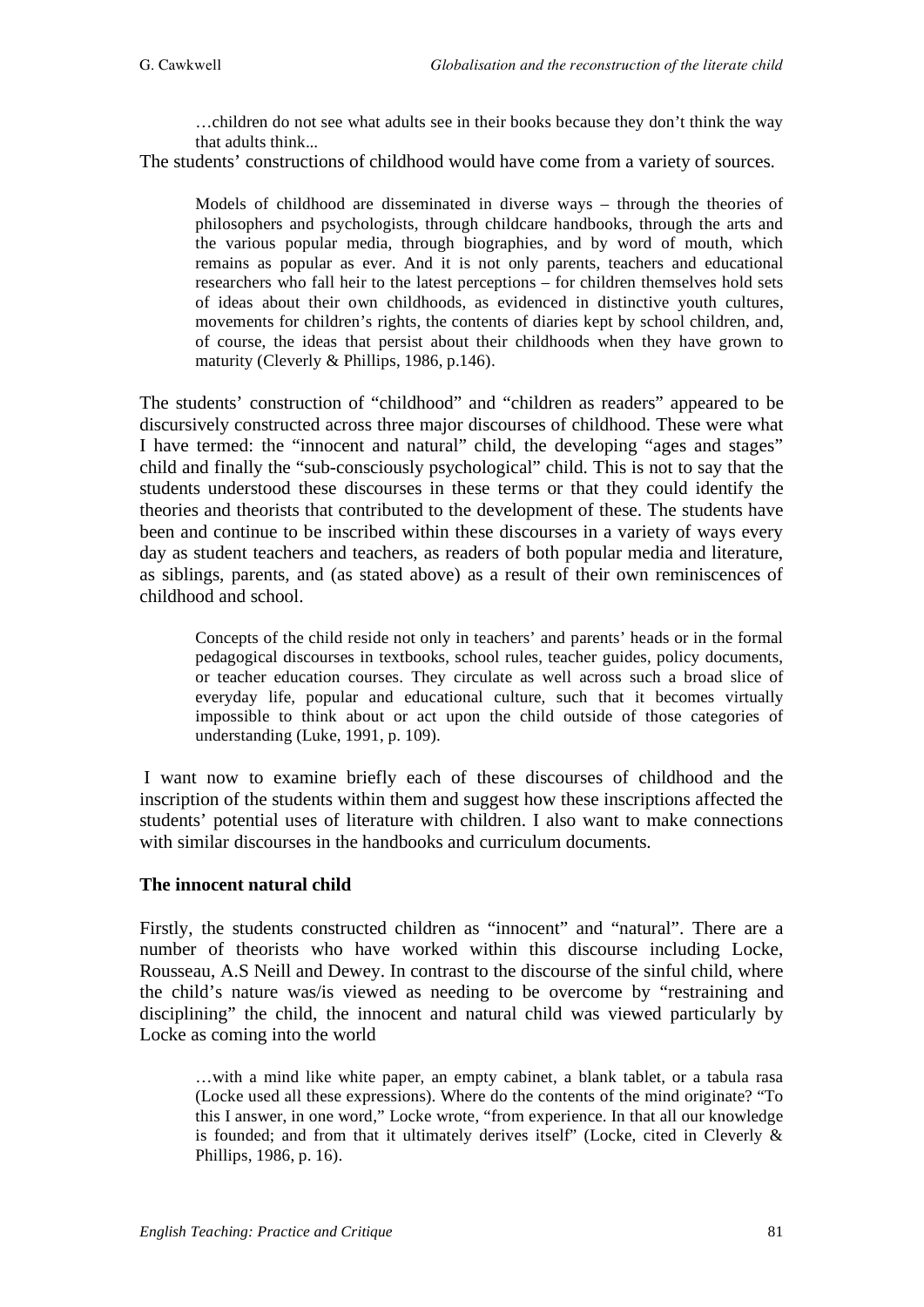> …children do not see what adults see in their books because they don't think the way that adults think...

The students' constructions of childhood would have come from a variety of sources.

> Models of childhood are disseminated in diverse ways – through the theories of philosophers and psychologists, through childcare handbooks, through the arts and the various popular media, through biographies, and by word of mouth, which remains as popular as ever. And it is not only parents, teachers and educational researchers who fall heir to the latest perceptions – for children themselves hold sets of ideas about their own childhoods, as evidenced in distinctive youth cultures, movements for children's rights, the contents of diaries kept by school children, and, of course, the ideas that persist about their childhoods when they have grown to maturity (Cleverly & Phillips, 1986, p.146).

The students' construction of "childhood" and "children as readers" appeared to be discursively constructed across three major discourses of childhood. These were what I have termed: the "innocent and natural" child, the developing "ages and stages" child and finally the "sub-consciously psychological" child. This is not to say that the students understood these discourses in these terms or that they could identify the theories and theorists that contributed to the development of these. The students have been and continue to be inscribed within these discourses in a variety of ways every day as student teachers and teachers, as readers of both popular media and literature, as siblings, parents, and (as stated above) as a result of their own reminiscences of childhood and school.

> Concepts of the child reside not only in teachers' and parents' heads or in the formal pedagogical discourses in textbooks, school rules, teacher guides, policy documents, or teacher education courses. They circulate as well across such a broad slice of everyday life, popular and educational culture, such that it becomes virtually impossible to think about or act upon the child outside of those categories of understanding (Luke, 1991, p. 109).

I want now to examine briefly each of these discourses of childhood and the inscription of the students within them and suggest how these inscriptions affected the students' potential uses of literature with children. I also want to make connections with similar discourses in the handbooks and curriculum documents.

### The innocent natural child

Firstly, the students constructed children as "innocent" and "natural". There are a number of theorists who have worked within this discourse including Locke, Rousseau, A.S Neill and Dewey. In contrast to the discourse of the sinful child, where the child's nature was/is viewed as needing to be overcome by "restraining and disciplining" the child, the innocent and natural child was viewed particularly by Locke as coming into the world

> …with a mind like white paper, an empty cabinet, a blank tablet, or a tabula rasa (Locke used all these expressions). Where do the contents of the mind originate? "To this I answer, in one word," Locke wrote, "from experience. In that all our knowledge is founded; and from that it ultimately derives itself" (Locke, cited in Cleverly & Phillips, 1986, p. 16).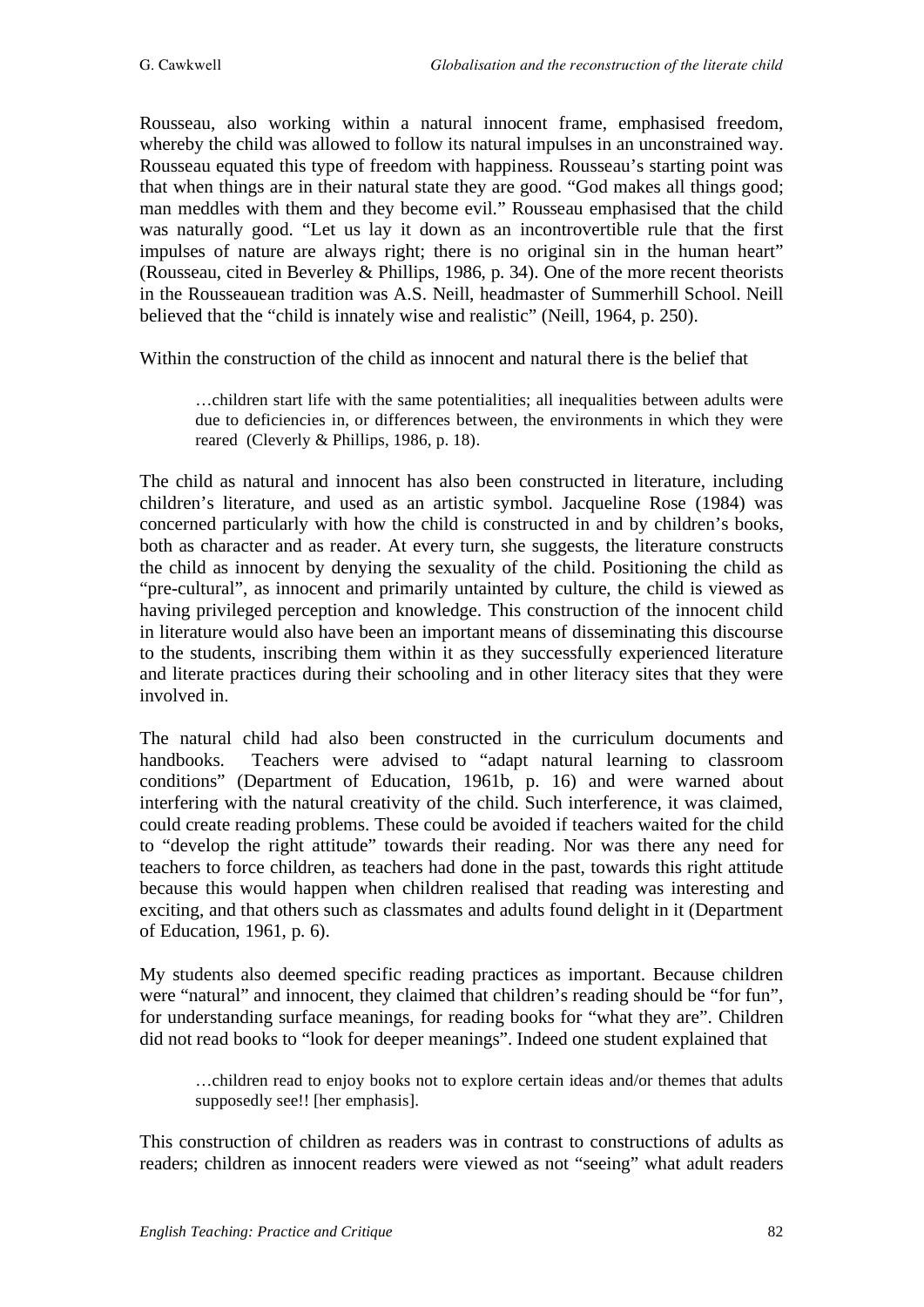Rousseau, also working within a natural innocent frame, emphasised freedom, whereby the child was allowed to follow its natural impulses in an unconstrained way. Rousseau equated this type of freedom with happiness. Rousseau's starting point was that when things are in their natural state they are good. "God makes all things good; man meddles with them and they become evil." Rousseau emphasised that the child was naturally good. "Let us lay it down as an incontrovertible rule that the first impulses of nature are always right; there is no original sin in the human heart" (Rousseau, cited in Beverley & Phillips, 1986, p. 34). One of the more recent theorists in the Rousseauean tradition was A.S. Neill, headmaster of Summerhill School. Neill believed that the "child is innately wise and realistic" (Neill, 1964, p. 250).

Within the construction of the child as innocent and natural there is the belief that

> …children start life with the same potentialities; all inequalities between adults were due to deficiencies in, or differences between, the environments in which they were reared (Cleverly & Phillips, 1986, p. 18).

The child as natural and innocent has also been constructed in literature, including children's literature, and used as an artistic symbol. Jacqueline Rose (1984) was concerned particularly with how the child is constructed in and by children's books, both as character and as reader. At every turn, she suggests, the literature constructs the child as innocent by denying the sexuality of the child. Positioning the child as "pre-cultural", as innocent and primarily untainted by culture, the child is viewed as having privileged perception and knowledge. This construction of the innocent child in literature would also have been an important means of disseminating this discourse to the students, inscribing them within it as they successfully experienced literature and literate practices during their schooling and in other literacy sites that they were involved in.

The natural child had also been constructed in the curriculum documents and handbooks. Teachers were advised to "adapt natural learning to classroom conditions" (Department of Education, 1961b, p. 16) and were warned about interfering with the natural creativity of the child. Such interference, it was claimed, could create reading problems. These could be avoided if teachers waited for the child to "develop the right attitude" towards their reading. Nor was there any need for teachers to force children, as teachers had done in the past, towards this right attitude because this would happen when children realised that reading was interesting and exciting, and that others such as classmates and adults found delight in it (Department of Education, 1961, p. 6).

My students also deemed specific reading practices as important. Because children were "natural" and innocent, they claimed that children's reading should be "for fun", for understanding surface meanings, for reading books for "what they are". Children did not read books to "look for deeper meanings". Indeed one student explained that

> …children read to enjoy books not to explore certain ideas and/or themes that adults supposedly see!! [her emphasis].

This construction of children as readers was in contrast to constructions of adults as readers; children as innocent readers were viewed as not "seeing" what adult readers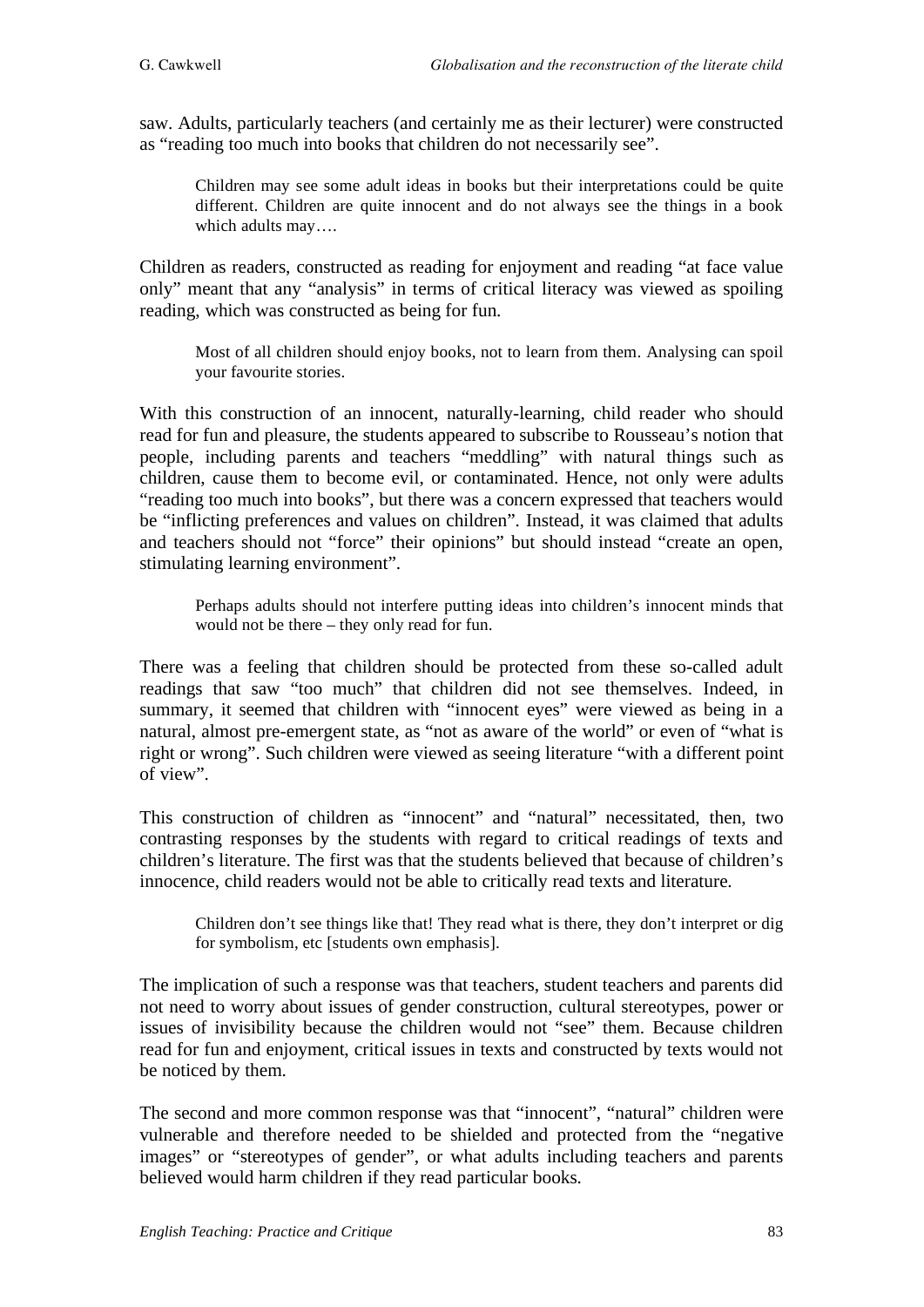saw. Adults, particularly teachers (and certainly me as their lecturer) were constructed as "reading too much into books that children do not necessarily see".

> Children may see some adult ideas in books but their interpretations could be quite different. Children are quite innocent and do not always see the things in a book which adults may….

Children as readers, constructed as reading for enjoyment and reading "at face value only" meant that any "analysis" in terms of critical literacy was viewed as spoiling reading, which was constructed as being for fun.

> Most of all children should enjoy books, not to learn from them. Analysing can spoil your favourite stories.

With this construction of an innocent, naturally-learning, child reader who should read for fun and pleasure, the students appeared to subscribe to Rousseau's notion that people, including parents and teachers "meddling" with natural things such as children, cause them to become evil, or contaminated. Hence, not only were adults "reading too much into books", but there was a concern expressed that teachers would be "inflicting preferences and values on children". Instead, it was claimed that adults and teachers should not "force" their opinions" but should instead "create an open, stimulating learning environment".

> Perhaps adults should not interfere putting ideas into children's innocent minds that would not be there – they only read for fun.

There was a feeling that children should be protected from these so-called adult readings that saw "too much" that children did not see themselves. Indeed, in summary, it seemed that children with "innocent eyes" were viewed as being in a natural, almost pre-emergent state, as "not as aware of the world" or even of "what is right or wrong". Such children were viewed as seeing literature "with a different point of view".

This construction of children as "innocent" and "natural" necessitated, then, two contrasting responses by the students with regard to critical readings of texts and children's literature. The first was that the students believed that because of children's innocence, child readers would not be able to critically read texts and literature.

> Children don't see things like that! They read what is there, they don't interpret or dig for symbolism, etc [students own emphasis].

The implication of such a response was that teachers, student teachers and parents did not need to worry about issues of gender construction, cultural stereotypes, power or issues of invisibility because the children would not "see" them. Because children read for fun and enjoyment, critical issues in texts and constructed by texts would not be noticed by them.

The second and more common response was that "innocent", "natural" children were vulnerable and therefore needed to be shielded and protected from the "negative images" or "stereotypes of gender", or what adults including teachers and parents believed would harm children if they read particular books.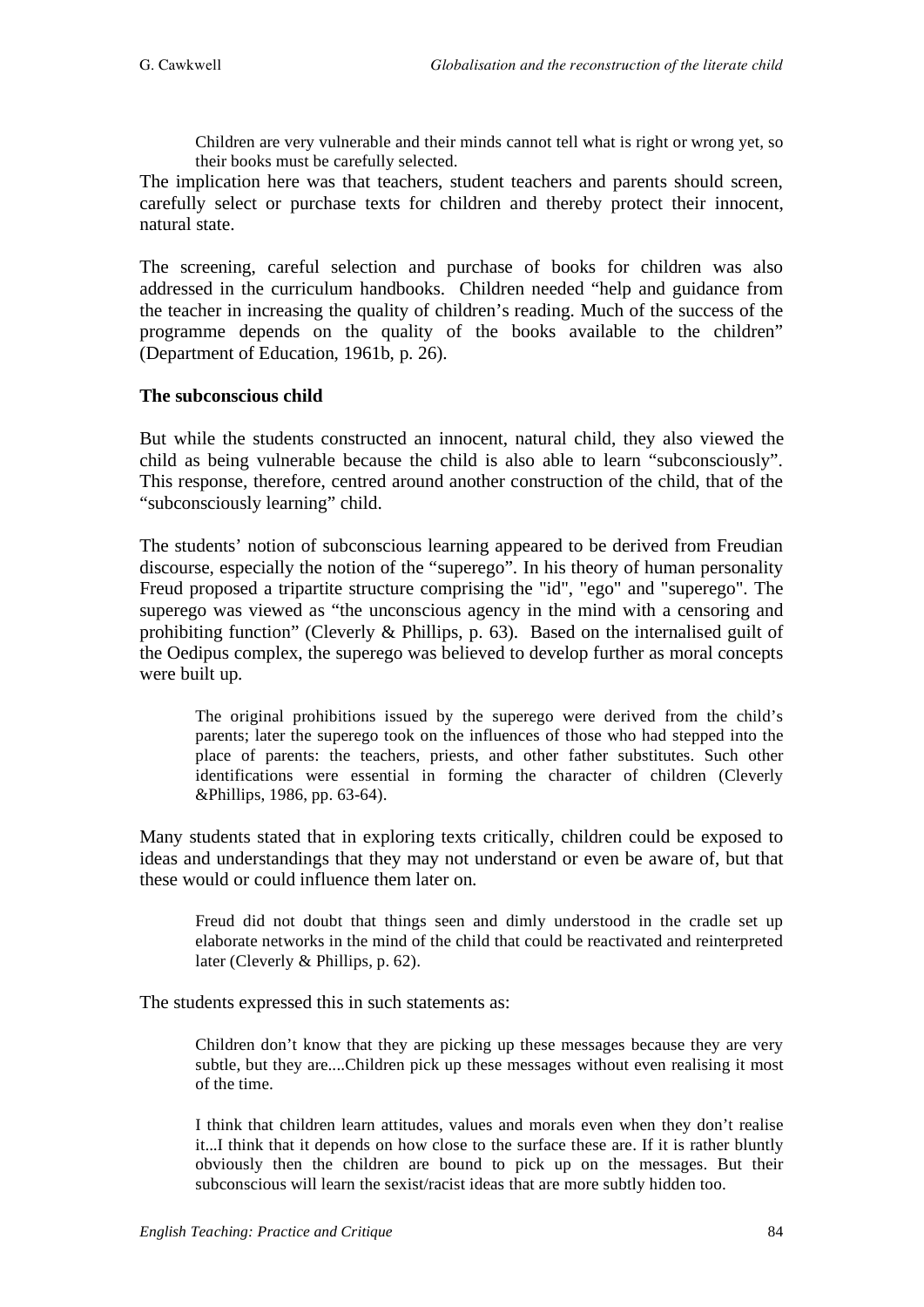> Children are very vulnerable and their minds cannot tell what is right or wrong yet, so their books must be carefully selected.

The implication here was that teachers, student teachers and parents should screen, carefully select or purchase texts for children and thereby protect their innocent, natural state.

The screening, careful selection and purchase of books for children was also addressed in the curriculum handbooks. Children needed "help and guidance from the teacher in increasing the quality of children's reading. Much of the success of the programme depends on the quality of the books available to the children" (Department of Education, 1961b, p. 26).

**The subconscious child**

But while the students constructed an innocent, natural child, they also viewed the child as being vulnerable because the child is also able to learn "subconsciously". This response, therefore, centred around another construction of the child, that of the "subconsciously learning" child.

The students' notion of subconscious learning appeared to be derived from Freudian discourse, especially the notion of the "superego". In his theory of human personality Freud proposed a tripartite structure comprising the "id", "ego" and "superego". The superego was viewed as "the unconscious agency in the mind with a censoring and prohibiting function" (Cleverly & Phillips, p. 63). Based on the internalised guilt of the Oedipus complex, the superego was believed to develop further as moral concepts were built up.

> The original prohibitions issued by the superego were derived from the child's parents; later the superego took on the influences of those who had stepped into the place of parents: the teachers, priests, and other father substitutes. Such other identifications were essential in forming the character of children (Cleverly &Phillips, 1986, pp. 63-64).

Many students stated that in exploring texts critically, children could be exposed to ideas and understandings that they may not understand or even be aware of, but that these would or could influence them later on.

> Freud did not doubt that things seen and dimly understood in the cradle set up elaborate networks in the mind of the child that could be reactivated and reinterpreted later (Cleverly & Phillips, p. 62).

The students expressed this in such statements as:

> Children don't know that they are picking up these messages because they are very subtle, but they are....Children pick up these messages without even realising it most of the time.

> I think that children learn attitudes, values and morals even when they don't realise it...I think that it depends on how close to the surface these are. If it is rather bluntly obviously then the children are bound to pick up on the messages. But their subconscious will learn the sexist/racist ideas that are more subtly hidden too.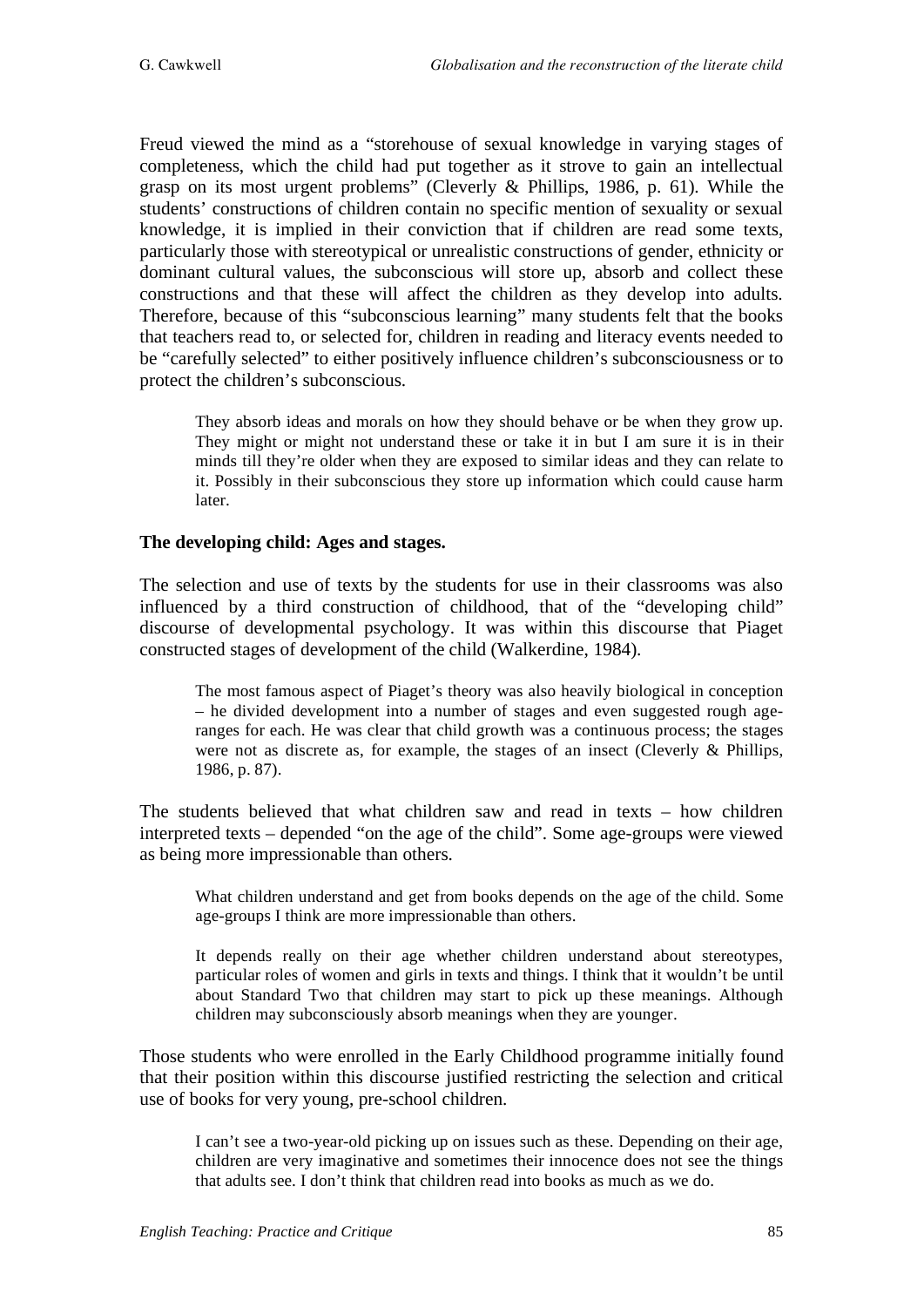Freud viewed the mind as a "storehouse of sexual knowledge in varying stages of completeness, which the child had put together as it strove to gain an intellectual grasp on its most urgent problems" (Cleverly & Phillips, 1986, p. 61). While the students' constructions of children contain no specific mention of sexuality or sexual knowledge, it is implied in their conviction that if children are read some texts, particularly those with stereotypical or unrealistic constructions of gender, ethnicity or dominant cultural values, the subconscious will store up, absorb and collect these constructions and that these will affect the children as they develop into adults. Therefore, because of this "subconscious learning" many students felt that the books that teachers read to, or selected for, children in reading and literacy events needed to be "carefully selected" to either positively influence children's subconsciousness or to protect the children's subconscious.

> They absorb ideas and morals on how they should behave or be when they grow up. They might or might not understand these or take it in but I am sure it is in their minds till they're older when they are exposed to similar ideas and they can relate to it. Possibly in their subconscious they store up information which could cause harm later.

**The developing child: Ages and stages.**

The selection and use of texts by the students for use in their classrooms was also influenced by a third construction of childhood, that of the "developing child" discourse of developmental psychology. It was within this discourse that Piaget constructed stages of development of the child (Walkerdine, 1984).

> The most famous aspect of Piaget's theory was also heavily biological in conception – he divided development into a number of stages and even suggested rough age-ranges for each. He was clear that child growth was a continuous process; the stages were not as discrete as, for example, the stages of an insect (Cleverly & Phillips, 1986, p. 87).

The students believed that what children saw and read in texts – how children interpreted texts – depended "on the age of the child". Some age-groups were viewed as being more impressionable than others.

> What children understand and get from books depends on the age of the child. Some age-groups I think are more impressionable than others.
>
> It depends really on their age whether children understand about stereotypes, particular roles of women and girls in texts and things. I think that it wouldn't be until about Standard Two that children may start to pick up these meanings. Although children may subconsciously absorb meanings when they are younger.

Those students who were enrolled in the Early Childhood programme initially found that their position within this discourse justified restricting the selection and critical use of books for very young, pre-school children.

> I can't see a two-year-old picking up on issues such as these. Depending on their age, children are very imaginative and sometimes their innocence does not see the things that adults see. I don't think that children read into books as much as we do.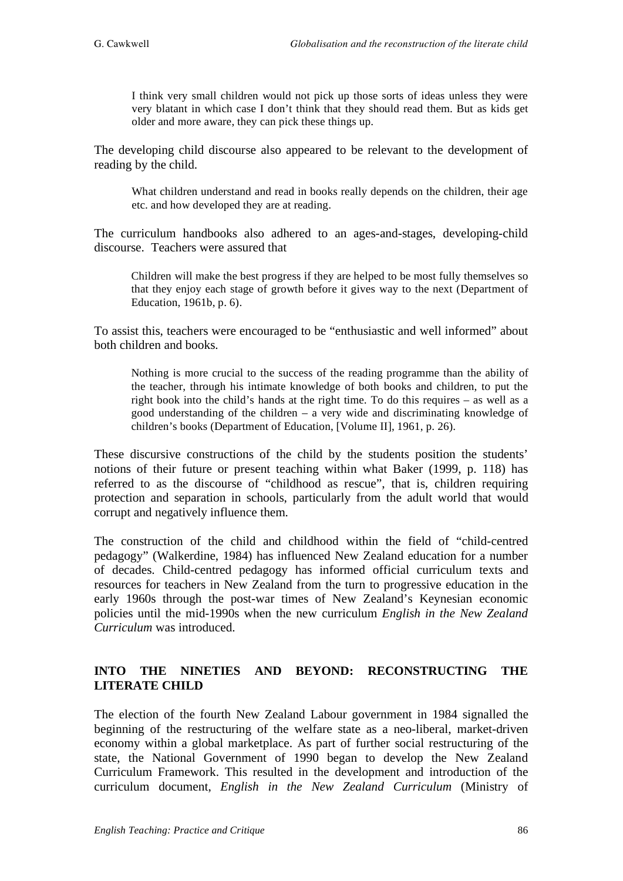> I think very small children would not pick up those sorts of ideas unless they were very blatant in which case I don't think that they should read them. But as kids get older and more aware, they can pick these things up.

The developing child discourse also appeared to be relevant to the development of reading by the child.

> What children understand and read in books really depends on the children, their age etc. and how developed they are at reading.

The curriculum handbooks also adhered to an ages-and-stages, developing-child discourse. Teachers were assured that

> Children will make the best progress if they are helped to be most fully themselves so that they enjoy each stage of growth before it gives way to the next (Department of Education, 1961b, p. 6).

To assist this, teachers were encouraged to be "enthusiastic and well informed" about both children and books.

> Nothing is more crucial to the success of the reading programme than the ability of the teacher, through his intimate knowledge of both books and children, to put the right book into the child's hands at the right time. To do this requires – as well as a good understanding of the children – a very wide and discriminating knowledge of children's books (Department of Education, [Volume II], 1961, p. 26).

These discursive constructions of the child by the students position the students' notions of their future or present teaching within what Baker (1999, p. 118) has referred to as the discourse of "childhood as rescue", that is, children requiring protection and separation in schools, particularly from the adult world that would corrupt and negatively influence them.

The construction of the child and childhood within the field of "child-centred pedagogy" (Walkerdine, 1984) has influenced New Zealand education for a number of decades. Child-centred pedagogy has informed official curriculum texts and resources for teachers in New Zealand from the turn to progressive education in the early 1960s through the post-war times of New Zealand's Keynesian economic policies until the mid-1990s when the new curriculum *English in the New Zealand Curriculum* was introduced.

## INTO THE NINETIES AND BEYOND: RECONSTRUCTING THE LITERATE CHILD

The election of the fourth New Zealand Labour government in 1984 signalled the beginning of the restructuring of the welfare state as a neo-liberal, market-driven economy within a global marketplace. As part of further social restructuring of the state, the National Government of 1990 began to develop the New Zealand Curriculum Framework. This resulted in the development and introduction of the curriculum document, *English in the New Zealand Curriculum* (Ministry of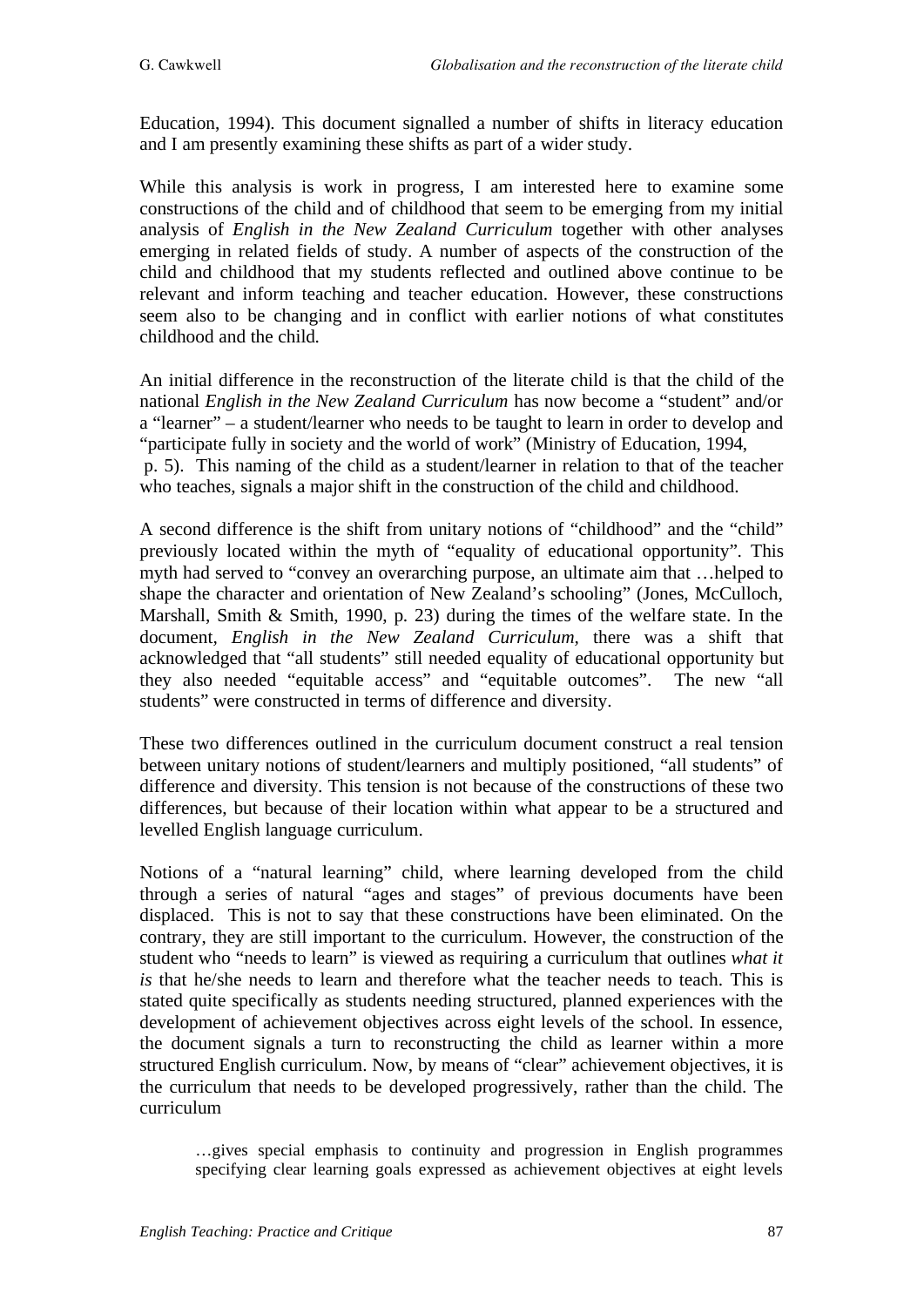Education, 1994). This document signalled a number of shifts in literacy education and I am presently examining these shifts as part of a wider study.

While this analysis is work in progress, I am interested here to examine some constructions of the child and of childhood that seem to be emerging from my initial analysis of *English in the New Zealand Curriculum* together with other analyses emerging in related fields of study. A number of aspects of the construction of the child and childhood that my students reflected and outlined above continue to be relevant and inform teaching and teacher education. However, these constructions seem also to be changing and in conflict with earlier notions of what constitutes childhood and the child.

An initial difference in the reconstruction of the literate child is that the child of the national *English in the New Zealand Curriculum* has now become a "student" and/or a "learner" – a student/learner who needs to be taught to learn in order to develop and "participate fully in society and the world of work" (Ministry of Education, 1994, p. 5). This naming of the child as a student/learner in relation to that of the teacher who teaches, signals a major shift in the construction of the child and childhood.

A second difference is the shift from unitary notions of "childhood" and the "child" previously located within the myth of "equality of educational opportunity". This myth had served to "convey an overarching purpose, an ultimate aim that …helped to shape the character and orientation of New Zealand's schooling" (Jones, McCulloch, Marshall, Smith & Smith, 1990, p. 23) during the times of the welfare state. In the document, *English in the New Zealand Curriculum*, there was a shift that acknowledged that "all students" still needed equality of educational opportunity but they also needed "equitable access" and "equitable outcomes". The new "all students" were constructed in terms of difference and diversity.

These two differences outlined in the curriculum document construct a real tension between unitary notions of student/learners and multiply positioned, "all students" of difference and diversity. This tension is not because of the constructions of these two differences, but because of their location within what appear to be a structured and levelled English language curriculum.

Notions of a "natural learning" child, where learning developed from the child through a series of natural "ages and stages" of previous documents have been displaced. This is not to say that these constructions have been eliminated. On the contrary, they are still important to the curriculum. However, the construction of the student who "needs to learn" is viewed as requiring a curriculum that outlines *what it is* that he/she needs to learn and therefore what the teacher needs to teach. This is stated quite specifically as students needing structured, planned experiences with the development of achievement objectives across eight levels of the school. In essence, the document signals a turn to reconstructing the child as learner within a more structured English curriculum. Now, by means of "clear" achievement objectives, it is the curriculum that needs to be developed progressively, rather than the child. The curriculum

> …gives special emphasis to continuity and progression in English programmes specifying clear learning goals expressed as achievement objectives at eight levels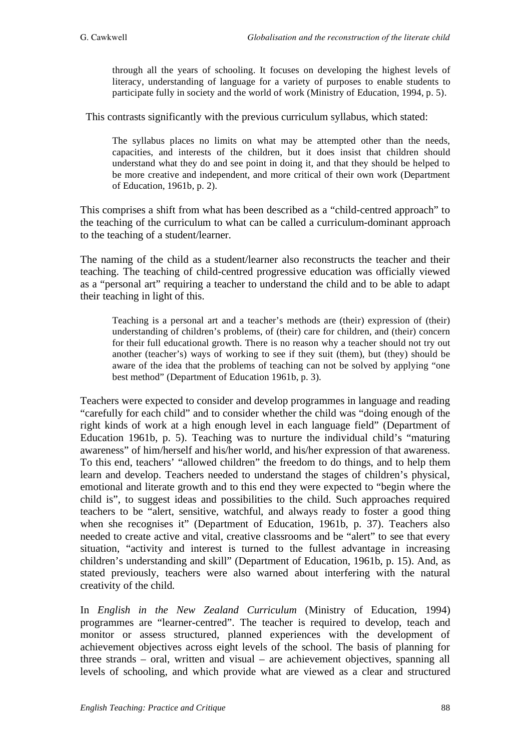> through all the years of schooling. It focuses on developing the highest levels of literacy, understanding of language for a variety of purposes to enable students to participate fully in society and the world of work (Ministry of Education, 1994, p. 5).

This contrasts significantly with the previous curriculum syllabus, which stated:

> The syllabus places no limits on what may be attempted other than the needs, capacities, and interests of the children, but it does insist that children should understand what they do and see point in doing it, and that they should be helped to be more creative and independent, and more critical of their own work (Department of Education, 1961b, p. 2).

This comprises a shift from what has been described as a "child-centred approach" to the teaching of the curriculum to what can be called a curriculum-dominant approach to the teaching of a student/learner.

The naming of the child as a student/learner also reconstructs the teacher and their teaching. The teaching of child-centred progressive education was officially viewed as a "personal art" requiring a teacher to understand the child and to be able to adapt their teaching in light of this.

> Teaching is a personal art and a teacher's methods are (their) expression of (their) understanding of children's problems, of (their) care for children, and (their) concern for their full educational growth. There is no reason why a teacher should not try out another (teacher's) ways of working to see if they suit (them), but (they) should be aware of the idea that the problems of teaching can not be solved by applying "one best method" (Department of Education 1961b, p. 3).

Teachers were expected to consider and develop programmes in language and reading "carefully for each child" and to consider whether the child was "doing enough of the right kinds of work at a high enough level in each language field" (Department of Education 1961b, p. 5). Teaching was to nurture the individual child's "maturing awareness" of him/herself and his/her world, and his/her expression of that awareness. To this end, teachers' "allowed children" the freedom to do things, and to help them learn and develop. Teachers needed to understand the stages of children's physical, emotional and literate growth and to this end they were expected to "begin where the child is", to suggest ideas and possibilities to the child. Such approaches required teachers to be "alert, sensitive, watchful, and always ready to foster a good thing when she recognises it" (Department of Education, 1961b, p. 37). Teachers also needed to create active and vital, creative classrooms and be "alert" to see that every situation, "activity and interest is turned to the fullest advantage in increasing children's understanding and skill" (Department of Education, 1961b, p. 15). And, as stated previously, teachers were also warned about interfering with the natural creativity of the child.

In *English in the New Zealand Curriculum* (Ministry of Education, 1994) programmes are "learner-centred". The teacher is required to develop, teach and monitor or assess structured, planned experiences with the development of achievement objectives across eight levels of the school. The basis of planning for three strands – oral, written and visual – are achievement objectives, spanning all levels of schooling, and which provide what are viewed as a clear and structured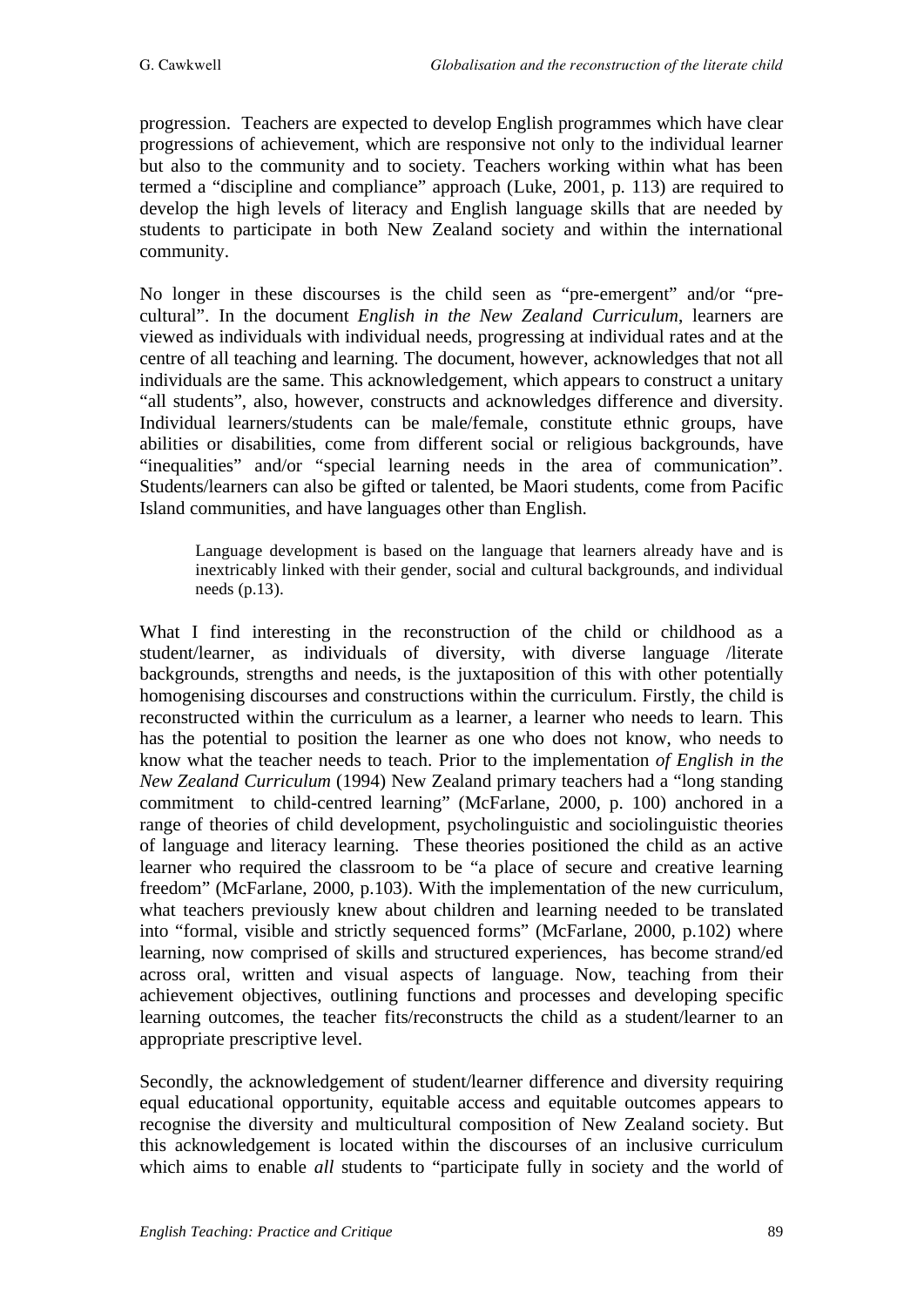progression. Teachers are expected to develop English programmes which have clear progressions of achievement, which are responsive not only to the individual learner but also to the community and to society. Teachers working within what has been termed a "discipline and compliance" approach (Luke, 2001, p. 113) are required to develop the high levels of literacy and English language skills that are needed by students to participate in both New Zealand society and within the international community.

No longer in these discourses is the child seen as "pre-emergent" and/or "pre-cultural". In the document *English in the New Zealand Curriculum*, learners are viewed as individuals with individual needs, progressing at individual rates and at the centre of all teaching and learning. The document, however, acknowledges that not all individuals are the same. This acknowledgement, which appears to construct a unitary "all students", also, however, constructs and acknowledges difference and diversity. Individual learners/students can be male/female, constitute ethnic groups, have abilities or disabilities, come from different social or religious backgrounds, have "inequalities" and/or "special learning needs in the area of communication". Students/learners can also be gifted or talented, be Maori students, come from Pacific Island communities, and have languages other than English.

> Language development is based on the language that learners already have and is inextricably linked with their gender, social and cultural backgrounds, and individual needs (p.13).

What I find interesting in the reconstruction of the child or childhood as a student/learner, as individuals of diversity, with diverse language /literate backgrounds, strengths and needs, is the juxtaposition of this with other potentially homogenising discourses and constructions within the curriculum. Firstly, the child is reconstructed within the curriculum as a learner, a learner who needs to learn. This has the potential to position the learner as one who does not know, who needs to know what the teacher needs to teach. Prior to the implementation *of English in the New Zealand Curriculum* (1994) New Zealand primary teachers had a "long standing commitment to child-centred learning" (McFarlane, 2000, p. 100) anchored in a range of theories of child development, psycholinguistic and sociolinguistic theories of language and literacy learning. These theories positioned the child as an active learner who required the classroom to be "a place of secure and creative learning freedom" (McFarlane, 2000, p.103). With the implementation of the new curriculum, what teachers previously knew about children and learning needed to be translated into "formal, visible and strictly sequenced forms" (McFarlane, 2000, p.102) where learning, now comprised of skills and structured experiences, has become strand/ed across oral, written and visual aspects of language. Now, teaching from their achievement objectives, outlining functions and processes and developing specific learning outcomes, the teacher fits/reconstructs the child as a student/learner to an appropriate prescriptive level.

Secondly, the acknowledgement of student/learner difference and diversity requiring equal educational opportunity, equitable access and equitable outcomes appears to recognise the diversity and multicultural composition of New Zealand society. But this acknowledgement is located within the discourses of an inclusive curriculum which aims to enable *all* students to "participate fully in society and the world of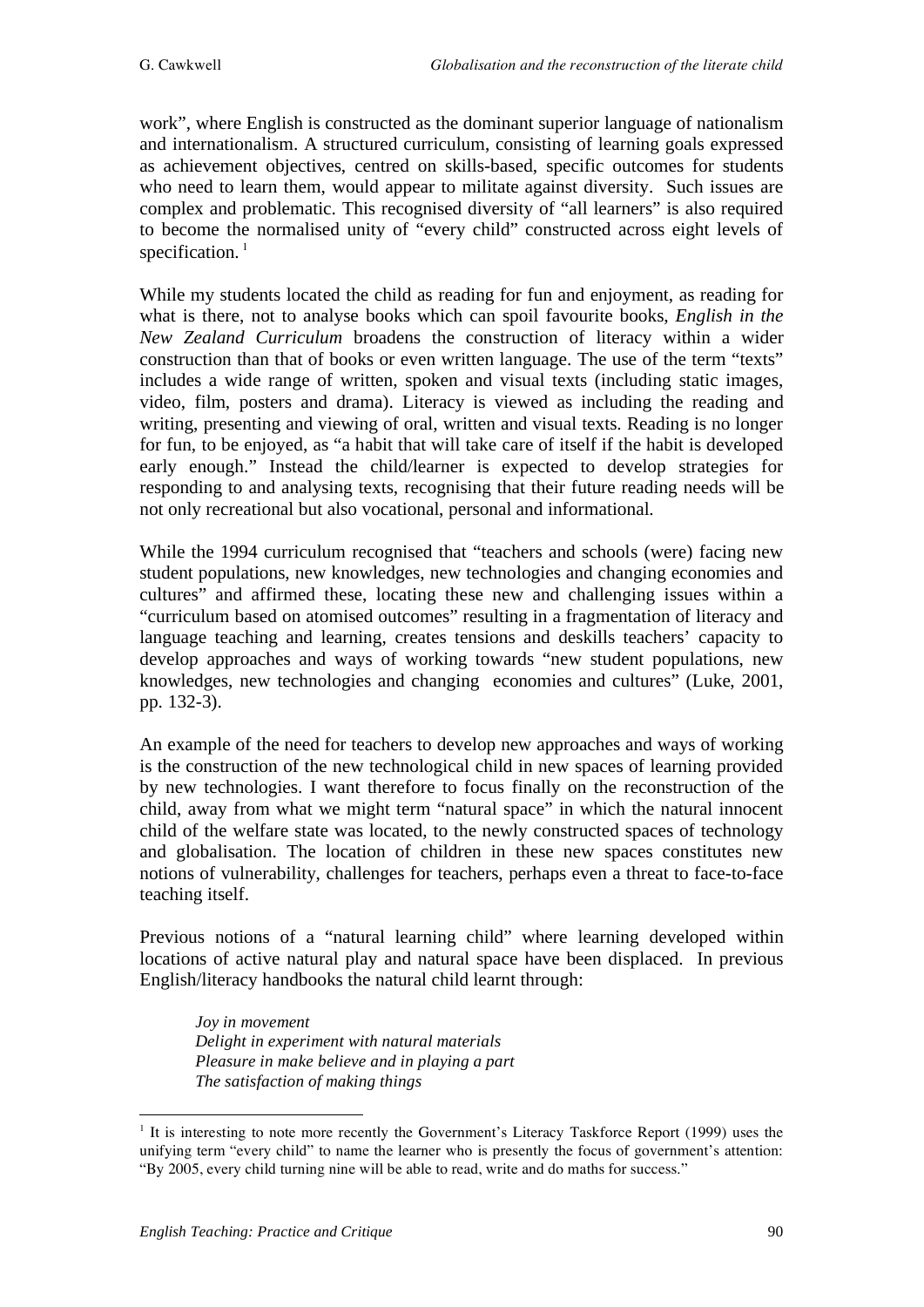work", where English is constructed as the dominant superior language of nationalism and internationalism. A structured curriculum, consisting of learning goals expressed as achievement objectives, centred on skills-based, specific outcomes for students who need to learn them, would appear to militate against diversity. Such issues are complex and problematic. This recognised diversity of "all learners" is also required to become the normalised unity of "every child" constructed across eight levels of specification. [1]

While my students located the child as reading for fun and enjoyment, as reading for what is there, not to analyse books which can spoil favourite books, *English in the New Zealand Curriculum* broadens the construction of literacy within a wider construction than that of books or even written language. The use of the term "texts" includes a wide range of written, spoken and visual texts (including static images, video, film, posters and drama). Literacy is viewed as including the reading and writing, presenting and viewing of oral, written and visual texts. Reading is no longer for fun, to be enjoyed, as "a habit that will take care of itself if the habit is developed early enough." Instead the child/learner is expected to develop strategies for responding to and analysing texts, recognising that their future reading needs will be not only recreational but also vocational, personal and informational.

While the 1994 curriculum recognised that "teachers and schools (were) facing new student populations, new knowledges, new technologies and changing economies and cultures" and affirmed these, locating these new and challenging issues within a "curriculum based on atomised outcomes" resulting in a fragmentation of literacy and language teaching and learning, creates tensions and deskills teachers' capacity to develop approaches and ways of working towards "new student populations, new knowledges, new technologies and changing economies and cultures" (Luke, 2001, pp. 132-3).

An example of the need for teachers to develop new approaches and ways of working is the construction of the new technological child in new spaces of learning provided by new technologies. I want therefore to focus finally on the reconstruction of the child, away from what we might term "natural space" in which the natural innocent child of the welfare state was located, to the newly constructed spaces of technology and globalisation. The location of children in these new spaces constitutes new notions of vulnerability, challenges for teachers, perhaps even a threat to face-to-face teaching itself.

Previous notions of a "natural learning child" where learning developed within locations of active natural play and natural space have been displaced. In previous English/literacy handbooks the natural child learnt through:

> *Joy in movement*
> *Delight in experiment with natural materials*
> *Pleasure in make believe and in playing a part*
> *The satisfaction of making things*

[1] It is interesting to note more recently the Government's Literacy Taskforce Report (1999) uses the unifying term "every child" to name the learner who is presently the focus of government's attention: "By 2005, every child turning nine will be able to read, write and do maths for success."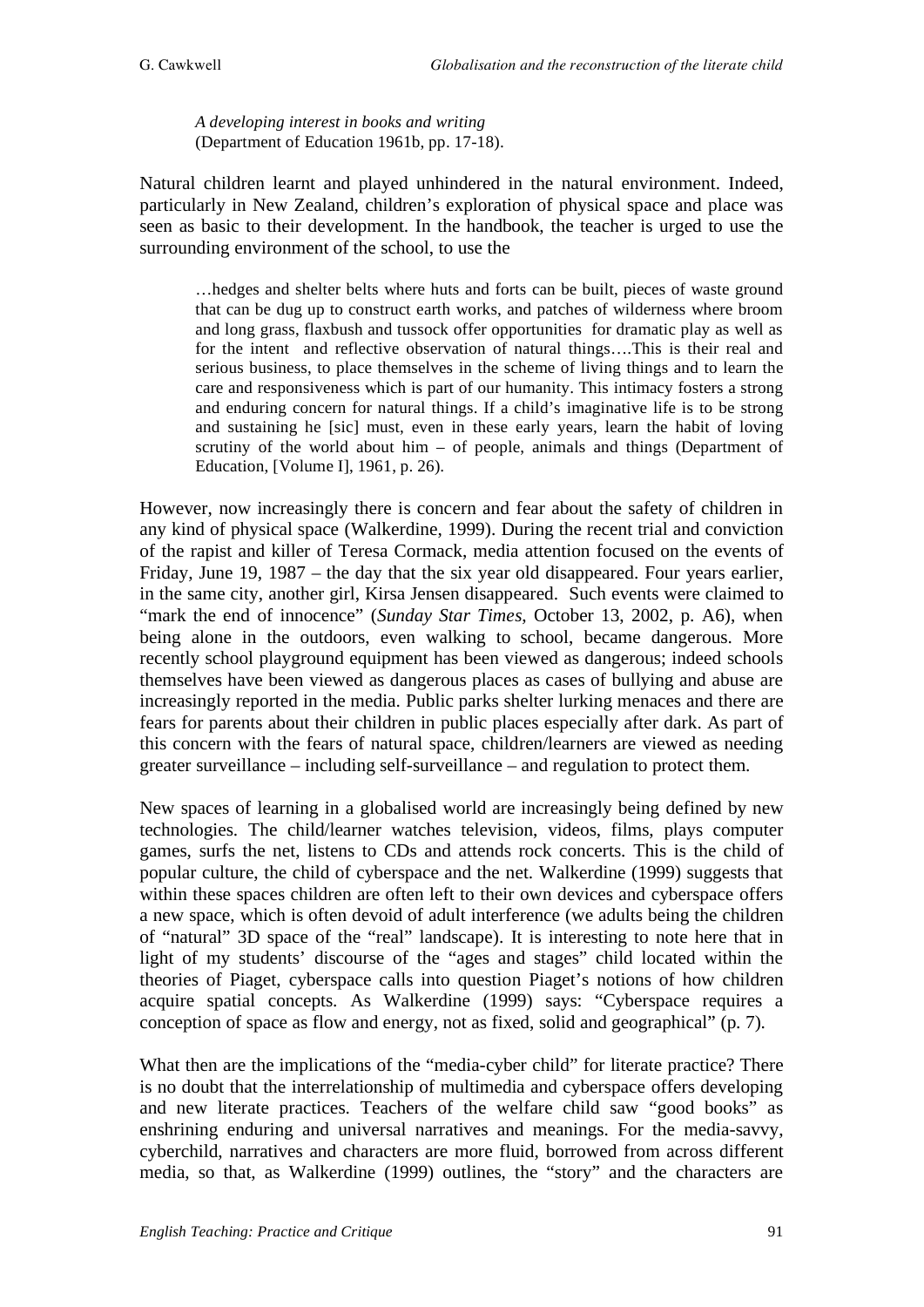*A developing interest in books and writing*
(Department of Education 1961b, pp. 17-18).

Natural children learnt and played unhindered in the natural environment. Indeed, particularly in New Zealand, children's exploration of physical space and place was seen as basic to their development. In the handbook, the teacher is urged to use the surrounding environment of the school, to use the

> …hedges and shelter belts where huts and forts can be built, pieces of waste ground that can be dug up to construct earth works, and patches of wilderness where broom and long grass, flaxbush and tussock offer opportunities for dramatic play as well as for the intent and reflective observation of natural things….This is their real and serious business, to place themselves in the scheme of living things and to learn the care and responsiveness which is part of our humanity. This intimacy fosters a strong and enduring concern for natural things. If a child's imaginative life is to be strong and sustaining he [sic] must, even in these early years, learn the habit of loving scrutiny of the world about him – of people, animals and things (Department of Education, [Volume I], 1961, p. 26).

However, now increasingly there is concern and fear about the safety of children in any kind of physical space (Walkerdine, 1999). During the recent trial and conviction of the rapist and killer of Teresa Cormack, media attention focused on the events of Friday, June 19, 1987 – the day that the six year old disappeared. Four years earlier, in the same city, another girl, Kirsa Jensen disappeared. Such events were claimed to "mark the end of innocence" (*Sunday Star Times*, October 13, 2002, p. A6), when being alone in the outdoors, even walking to school, became dangerous. More recently school playground equipment has been viewed as dangerous; indeed schools themselves have been viewed as dangerous places as cases of bullying and abuse are increasingly reported in the media. Public parks shelter lurking menaces and there are fears for parents about their children in public places especially after dark. As part of this concern with the fears of natural space, children/learners are viewed as needing greater surveillance – including self-surveillance – and regulation to protect them.

New spaces of learning in a globalised world are increasingly being defined by new technologies. The child/learner watches television, videos, films, plays computer games, surfs the net, listens to CDs and attends rock concerts. This is the child of popular culture, the child of cyberspace and the net. Walkerdine (1999) suggests that within these spaces children are often left to their own devices and cyberspace offers a new space, which is often devoid of adult interference (we adults being the children of "natural" 3D space of the "real" landscape). It is interesting to note here that in light of my students' discourse of the "ages and stages" child located within the theories of Piaget, cyberspace calls into question Piaget's notions of how children acquire spatial concepts. As Walkerdine (1999) says: "Cyberspace requires a conception of space as flow and energy, not as fixed, solid and geographical" (p. 7).

What then are the implications of the "media-cyber child" for literate practice? There is no doubt that the interrelationship of multimedia and cyberspace offers developing and new literate practices. Teachers of the welfare child saw "good books" as enshrining enduring and universal narratives and meanings. For the media-savvy, cyberchild, narratives and characters are more fluid, borrowed from across different media, so that, as Walkerdine (1999) outlines, the "story" and the characters are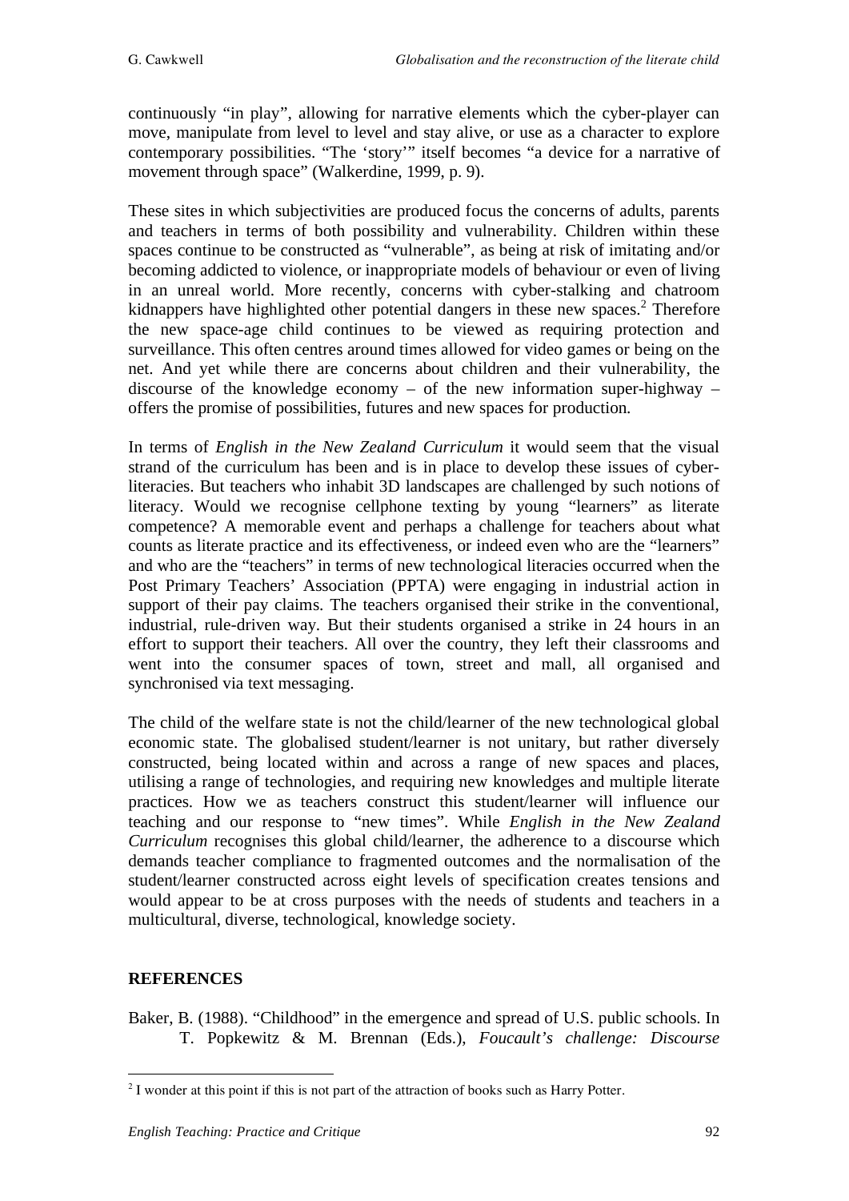continuously "in play", allowing for narrative elements which the cyber-player can move, manipulate from level to level and stay alive, or use as a character to explore contemporary possibilities. "The 'story'" itself becomes "a device for a narrative of movement through space" (Walkerdine, 1999, p. 9).

These sites in which subjectivities are produced focus the concerns of adults, parents and teachers in terms of both possibility and vulnerability. Children within these spaces continue to be constructed as "vulnerable", as being at risk of imitating and/or becoming addicted to violence, or inappropriate models of behaviour or even of living in an unreal world. More recently, concerns with cyber-stalking and chatroom kidnappers have highlighted other potential dangers in these new spaces.[2] Therefore the new space-age child continues to be viewed as requiring protection and surveillance. This often centres around times allowed for video games or being on the net. And yet while there are concerns about children and their vulnerability, the discourse of the knowledge economy – of the new information super-highway – offers the promise of possibilities, futures and new spaces for production.

In terms of *English in the New Zealand Curriculum* it would seem that the visual strand of the curriculum has been and is in place to develop these issues of cyber-literacies. But teachers who inhabit 3D landscapes are challenged by such notions of literacy. Would we recognise cellphone texting by young "learners" as literate competence? A memorable event and perhaps a challenge for teachers about what counts as literate practice and its effectiveness, or indeed even who are the "learners" and who are the "teachers" in terms of new technological literacies occurred when the Post Primary Teachers' Association (PPTA) were engaging in industrial action in support of their pay claims. The teachers organised their strike in the conventional, industrial, rule-driven way. But their students organised a strike in 24 hours in an effort to support their teachers. All over the country, they left their classrooms and went into the consumer spaces of town, street and mall, all organised and synchronised via text messaging.

The child of the welfare state is not the child/learner of the new technological global economic state. The globalised student/learner is not unitary, but rather diversely constructed, being located within and across a range of new spaces and places, utilising a range of technologies, and requiring new knowledges and multiple literate practices. How we as teachers construct this student/learner will influence our teaching and our response to "new times". While *English in the New Zealand Curriculum* recognises this global child/learner, the adherence to a discourse which demands teacher compliance to fragmented outcomes and the normalisation of the student/learner constructed across eight levels of specification creates tensions and would appear to be at cross purposes with the needs of students and teachers in a multicultural, diverse, technological, knowledge society.

## REFERENCES

Baker, B. (1988). "Childhood" in the emergence and spread of U.S. public schools. In T. Popkewitz & M. Brennan (Eds.), *Foucault's challenge: Discourse*

[2] I wonder at this point if this is not part of the attraction of books such as Harry Potter.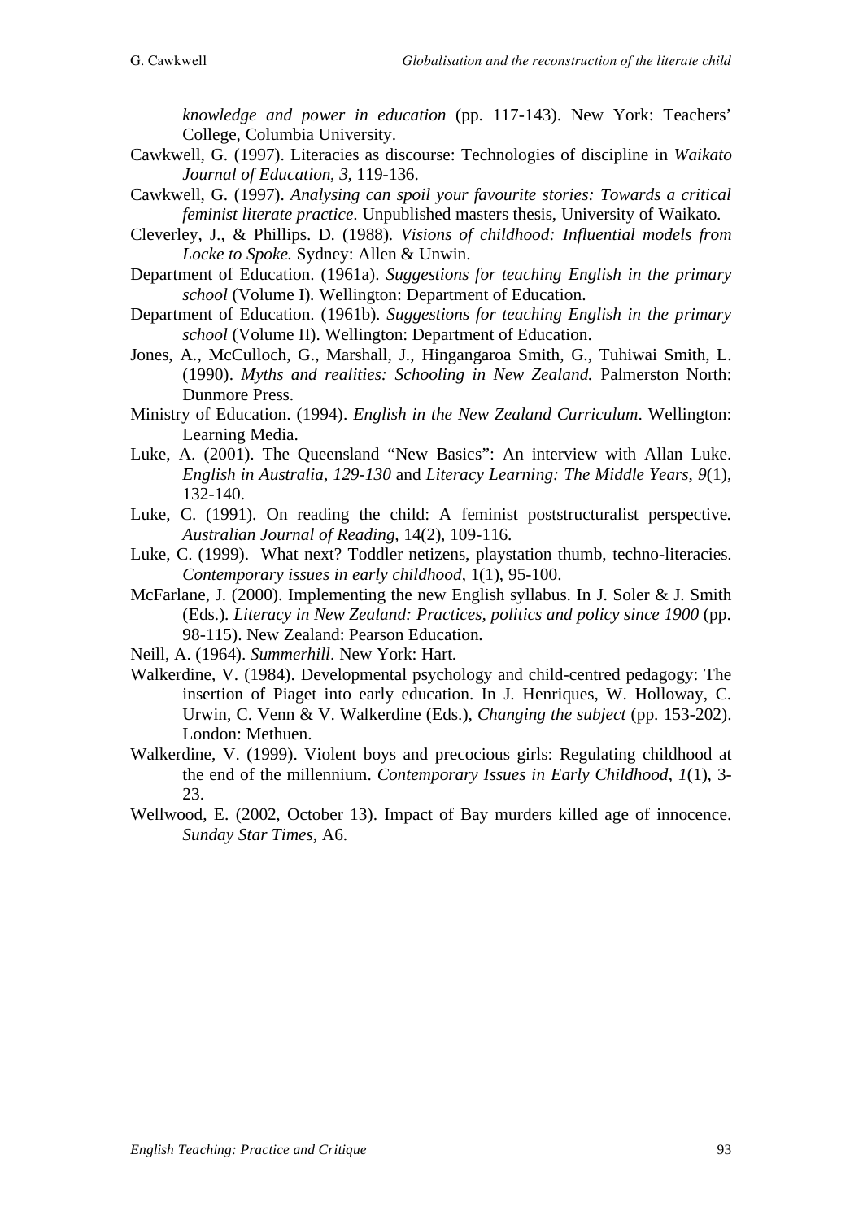*knowledge and power in education* (pp. 117-143). New York: Teachers' College, Columbia University.

Cawkwell, G. (1997). Literacies as discourse: Technologies of discipline in *Waikato Journal of Education*, *3*, 119-136.

Cawkwell, G. (1997). *Analysing can spoil your favourite stories: Towards a critical feminist literate practice*. Unpublished masters thesis, University of Waikato.

Cleverley, J., & Phillips. D. (1988). *Visions of childhood: Influential models from Locke to Spoke.* Sydney: Allen & Unwin.

Department of Education. (1961a). *Suggestions for teaching English in the primary school* (Volume I). Wellington: Department of Education.

Department of Education. (1961b). *Suggestions for teaching English in the primary school* (Volume II). Wellington: Department of Education.

Jones, A., McCulloch, G., Marshall, J., Hingangaroa Smith, G., Tuhiwai Smith, L. (1990). *Myths and realities: Schooling in New Zealand.* Palmerston North: Dunmore Press.

Ministry of Education. (1994). *English in the New Zealand Curriculum*. Wellington: Learning Media.

Luke, A. (2001). The Queensland "New Basics": An interview with Allan Luke. *English in Australia*, *129-130* and *Literacy Learning: The Middle Years*, *9*(1), 132-140.

Luke, C. (1991). On reading the child: A feminist poststructuralist perspective. *Australian Journal of Reading,* 14(2), 109-116.

Luke, C. (1999). What next? Toddler netizens, playstation thumb, techno-literacies. *Contemporary issues in early childhood*, 1(1), 95-100.

McFarlane, J. (2000). Implementing the new English syllabus. In J. Soler & J. Smith (Eds.). *Literacy in New Zealand: Practices, politics and policy since 1900* (pp. 98-115). New Zealand: Pearson Education.

Neill, A. (1964). *Summerhill*. New York: Hart.

Walkerdine, V. (1984). Developmental psychology and child-centred pedagogy: The insertion of Piaget into early education. In J. Henriques, W. Holloway, C. Urwin, C. Venn & V. Walkerdine (Eds.), *Changing the subject* (pp. 153-202). London: Methuen.

Walkerdine, V. (1999). Violent boys and precocious girls: Regulating childhood at the end of the millennium. *Contemporary Issues in Early Childhood*, *1*(1), 3-23.

Wellwood, E. (2002, October 13). Impact of Bay murders killed age of innocence. *Sunday Star Times*, A6.